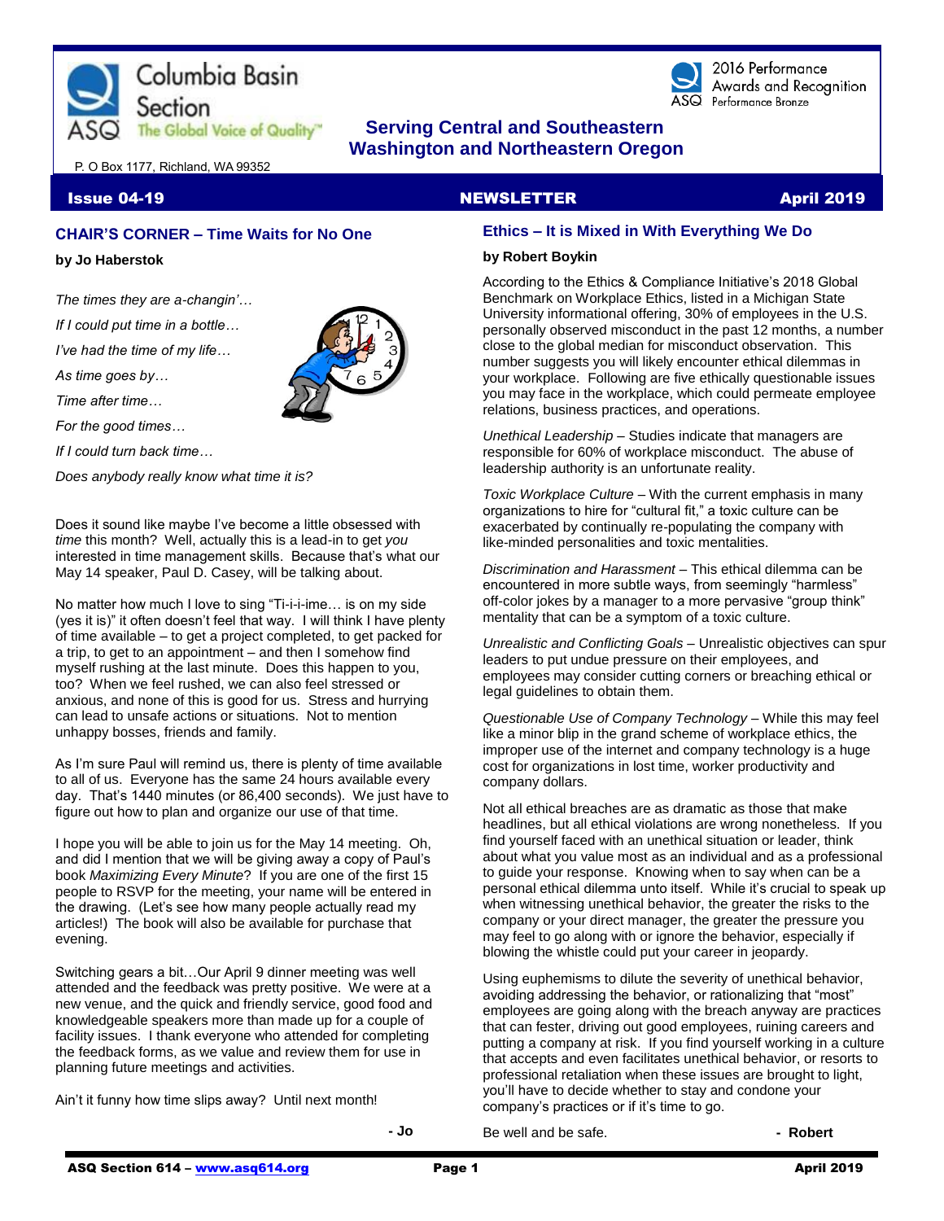Columbia Basin Section

ASQ The Global Voice of Quality™

P. O Box 1177, Richland, WA 99352

2016 Performance Awards and Recognition
ASQ Performance Bronze

**Serving Central and Southeastern Washington and Northeastern Oregon**

**Issue 04-19** **NEWSLETTER** **April 2019**

## CHAIR'S CORNER – Time Waits for No One

**by Jo Haberstok**

*The times they are a-changin'…*

*If I could put time in a bottle…*

*I've had the time of my life…*

*As time goes by…*

*Time after time…*

*For the good times…*

*If I could turn back time…*

*Does anybody really know what time it is?*

Does it sound like maybe I've become a little obsessed with *time* this month? Well, actually this is a lead-in to get *you* interested in time management skills. Because that's what our May 14 speaker, Paul D. Casey, will be talking about.

No matter how much I love to sing "Ti-i-i-ime… is on my side (yes it is)" it often doesn't feel that way. I will think I have plenty of time available – to get a project completed, to get packed for a trip, to get to an appointment – and then I somehow find myself rushing at the last minute. Does this happen to you, too? When we feel rushed, we can also feel stressed or anxious, and none of this is good for us. Stress and hurrying can lead to unsafe actions or situations. Not to mention unhappy bosses, friends and family.

As I'm sure Paul will remind us, there is plenty of time available to all of us. Everyone has the same 24 hours available every day. That's 1440 minutes (or 86,400 seconds). We just have to figure out how to plan and organize our use of that time.

I hope you will be able to join us for the May 14 meeting. Oh, and did I mention that we will be giving away a copy of Paul's book *Maximizing Every Minute*? If you are one of the first 15 people to RSVP for the meeting, your name will be entered in the drawing. (Let's see how many people actually read my articles!) The book will also be available for purchase that evening.

Switching gears a bit…Our April 9 dinner meeting was well attended and the feedback was pretty positive. We were at a new venue, and the quick and friendly service, good food and knowledgeable speakers more than made up for a couple of facility issues. I thank everyone who attended for completing the feedback forms, as we value and review them for use in planning future meetings and activities.

Ain't it funny how time slips away? Until next month!

**- Jo**

## Ethics – It is Mixed in With Everything We Do

**by Robert Boykin**

According to the Ethics & Compliance Initiative's 2018 Global Benchmark on Workplace Ethics, listed in a Michigan State University informational offering, 30% of employees in the U.S. personally observed misconduct in the past 12 months, a number close to the global median for misconduct observation. This number suggests you will likely encounter ethical dilemmas in your workplace. Following are five ethically questionable issues you may face in the workplace, which could permeate employee relations, business practices, and operations.

*Unethical Leadership* – Studies indicate that managers are responsible for 60% of workplace misconduct. The abuse of leadership authority is an unfortunate reality.

*Toxic Workplace Culture* – With the current emphasis in many organizations to hire for "cultural fit," a toxic culture can be exacerbated by continually re-populating the company with like-minded personalities and toxic mentalities.

*Discrimination and Harassment* – This ethical dilemma can be encountered in more subtle ways, from seemingly "harmless" off-color jokes by a manager to a more pervasive "group think" mentality that can be a symptom of a toxic culture.

*Unrealistic and Conflicting Goals* – Unrealistic objectives can spur leaders to put undue pressure on their employees, and employees may consider cutting corners or breaching ethical or legal guidelines to obtain them.

*Questionable Use of Company Technology* – While this may feel like a minor blip in the grand scheme of workplace ethics, the improper use of the internet and company technology is a huge cost for organizations in lost time, worker productivity and company dollars.

Not all ethical breaches are as dramatic as those that make headlines, but all ethical violations are wrong nonetheless. If you find yourself faced with an unethical situation or leader, think about what you value most as an individual and as a professional to guide your response. Knowing when to say when can be a personal ethical dilemma unto itself. While it's crucial to speak up when witnessing unethical behavior, the greater the risks to the company or your direct manager, the greater the pressure you may feel to go along with or ignore the behavior, especially if blowing the whistle could put your career in jeopardy.

Using euphemisms to dilute the severity of unethical behavior, avoiding addressing the behavior, or rationalizing that "most" employees are going along with the breach anyway are practices that can fester, driving out good employees, ruining careers and putting a company at risk. If you find yourself working in a culture that accepts and even facilitates unethical behavior, or resorts to professional retaliation when these issues are brought to light, you'll have to decide whether to stay and condone your company's practices or if it's time to go.

Be well and be safe. **- Robert**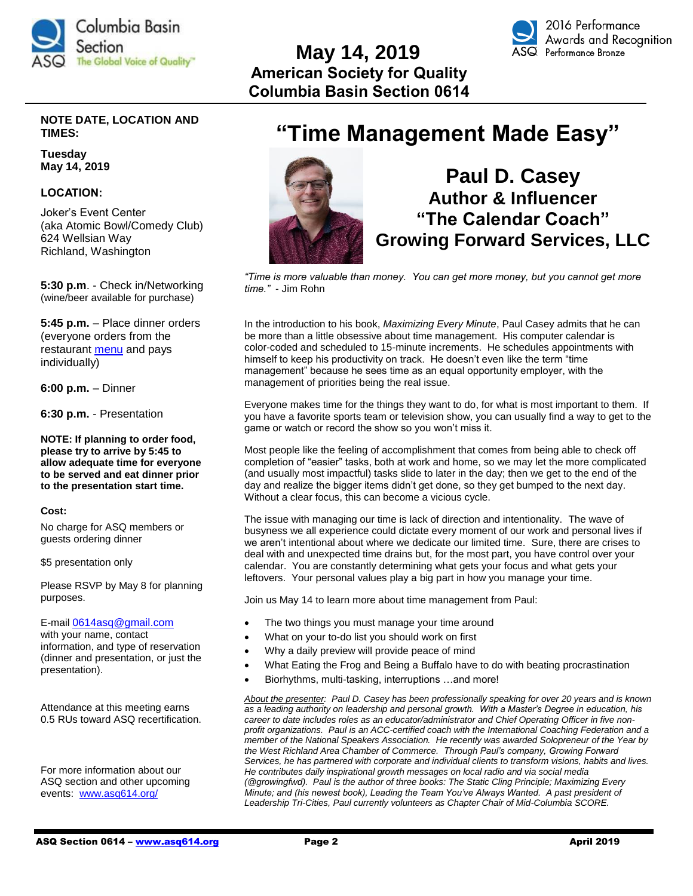# May 14, 2019
## American Society for Quality
## Columbia Basin Section 0614

**NOTE DATE, LOCATION AND TIMES:**

**Tuesday**
**May 14, 2019**

**LOCATION:**

Joker's Event Center
(aka Atomic Bowl/Comedy Club)
624 Wellsian Way
Richland, Washington

**5:30 p.m**. - Check in/Networking
(wine/beer available for purchase)

**5:45 p.m.** – Place dinner orders (everyone orders from the restaurant menu and pays individually)

**6:00 p.m.** – Dinner

**6:30 p.m.** - Presentation

**NOTE: If planning to order food, please try to arrive by 5:45 to allow adequate time for everyone to be served and eat dinner prior to the presentation start time.**

**Cost:**

No charge for ASQ members or guests ordering dinner

$5 presentation only

Please RSVP by May 8 for planning purposes.

E-mail 0614asq@gmail.com with your name, contact information, and type of reservation (dinner and presentation, or just the presentation).

Attendance at this meeting earns 0.5 RUs toward ASQ recertification.

For more information about our ASQ section and other upcoming events: www.asq614.org/

# "Time Management Made Easy"

## Paul D. Casey
### Author & Influencer
### "The Calendar Coach"
### Growing Forward Services, LLC

*"Time is more valuable than money. You can get more money, but you cannot get more time."* - Jim Rohn

In the introduction to his book, *Maximizing Every Minute*, Paul Casey admits that he can be more than a little obsessive about time management. His computer calendar is color-coded and scheduled to 15-minute increments. He schedules appointments with himself to keep his productivity on track. He doesn't even like the term "time management" because he sees time as an equal opportunity employer, with the management of priorities being the real issue.

Everyone makes time for the things they want to do, for what is most important to them. If you have a favorite sports team or television show, you can usually find a way to get to the game or watch or record the show so you won't miss it.

Most people like the feeling of accomplishment that comes from being able to check off completion of "easier" tasks, both at work and home, so we may let the more complicated (and usually most impactful) tasks slide to later in the day; then we get to the end of the day and realize the bigger items didn't get done, so they get bumped to the next day. Without a clear focus, this can become a vicious cycle.

The issue with managing our time is lack of direction and intentionality. The wave of busyness we all experience could dictate every moment of our work and personal lives if we aren't intentional about where we dedicate our limited time. Sure, there are crises to deal with and unexpected time drains but, for the most part, you have control over your calendar. You are constantly determining what gets your focus and what gets your leftovers. Your personal values play a big part in how you manage your time.

Join us May 14 to learn more about time management from Paul:

- The two things you must manage your time around
- What on your to-do list you should work on first
- Why a daily preview will provide peace of mind
- What Eating the Frog and Being a Buffalo have to do with beating procrastination
- Biorhythms, multi-tasking, interruptions …and more!

*About the presenter: Paul D. Casey has been professionally speaking for over 20 years and is known as a leading authority on leadership and personal growth. With a Master's Degree in education, his career to date includes roles as an educator/administrator and Chief Operating Officer in five non-profit organizations. Paul is an ACC-certified coach with the International Coaching Federation and a member of the National Speakers Association. He recently was awarded Solopreneur of the Year by the West Richland Area Chamber of Commerce. Through Paul's company, Growing Forward Services, he has partnered with corporate and individual clients to transform visions, habits and lives. He contributes daily inspirational growth messages on local radio and via social media (@growingfwd). Paul is the author of three books: The Static Cling Principle; Maximizing Every Minute; and (his newest book), Leading the Team You've Always Wanted. A past president of Leadership Tri-Cities, Paul currently volunteers as Chapter Chair of Mid-Columbia SCORE.*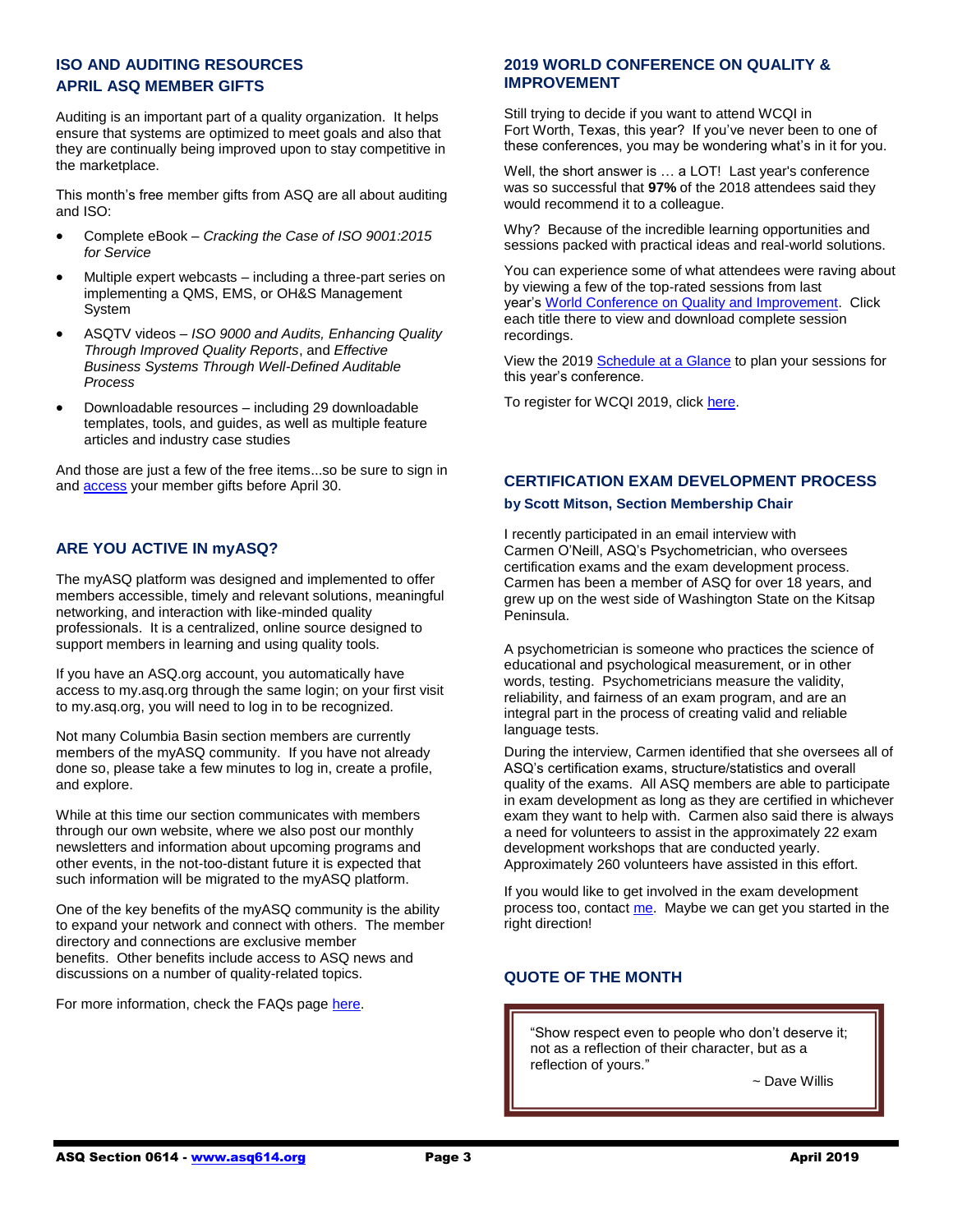## ISO AND AUDITING RESOURCES
## APRIL ASQ MEMBER GIFTS

Auditing is an important part of a quality organization. It helps ensure that systems are optimized to meet goals and also that they are continually being improved upon to stay competitive in the marketplace.

This month's free member gifts from ASQ are all about auditing and ISO:

- Complete eBook – *Cracking the Case of ISO 9001:2015 for Service*
- Multiple expert webcasts – including a three-part series on implementing a QMS, EMS, or OH&S Management System
- ASQTV videos – *ISO 9000 and Audits, Enhancing Quality Through Improved Quality Reports*, and *Effective Business Systems Through Well-Defined Auditable Process*
- Downloadable resources – including 29 downloadable templates, tools, and guides, as well as multiple feature articles and industry case studies

And those are just a few of the free items...so be sure to sign in and access your member gifts before April 30.

## ARE YOU ACTIVE IN myASQ?

The myASQ platform was designed and implemented to offer members accessible, timely and relevant solutions, meaningful networking, and interaction with like-minded quality professionals. It is a centralized, online source designed to support members in learning and using quality tools.

If you have an ASQ.org account, you automatically have access to my.asq.org through the same login; on your first visit to my.asq.org, you will need to log in to be recognized.

Not many Columbia Basin section members are currently members of the myASQ community. If you have not already done so, please take a few minutes to log in, create a profile, and explore.

While at this time our section communicates with members through our own website, where we also post our monthly newsletters and information about upcoming programs and other events, in the not-too-distant future it is expected that such information will be migrated to the myASQ platform.

One of the key benefits of the myASQ community is the ability to expand your network and connect with others. The member directory and connections are exclusive member benefits. Other benefits include access to ASQ news and discussions on a number of quality-related topics.

For more information, check the FAQs page here.

## 2019 WORLD CONFERENCE ON QUALITY & IMPROVEMENT

Still trying to decide if you want to attend WCQI in Fort Worth, Texas, this year? If you've never been to one of these conferences, you may be wondering what's in it for you.

Well, the short answer is … a LOT! Last year's conference was so successful that **97%** of the 2018 attendees said they would recommend it to a colleague.

Why? Because of the incredible learning opportunities and sessions packed with practical ideas and real-world solutions.

You can experience some of what attendees were raving about by viewing a few of the top-rated sessions from last year's World Conference on Quality and Improvement. Click each title there to view and download complete session recordings.

View the 2019 Schedule at a Glance to plan your sessions for this year's conference.

To register for WCQI 2019, click here.

## CERTIFICATION EXAM DEVELOPMENT PROCESS

**by Scott Mitson, Section Membership Chair**

I recently participated in an email interview with Carmen O'Neill, ASQ's Psychometrician, who oversees certification exams and the exam development process. Carmen has been a member of ASQ for over 18 years, and grew up on the west side of Washington State on the Kitsap Peninsula.

A psychometrician is someone who practices the science of educational and psychological measurement, or in other words, testing. Psychometricians measure the validity, reliability, and fairness of an exam program, and are an integral part in the process of creating valid and reliable language tests.

During the interview, Carmen identified that she oversees all of ASQ's certification exams, structure/statistics and overall quality of the exams. All ASQ members are able to participate in exam development as long as they are certified in whichever exam they want to help with. Carmen also said there is always a need for volunteers to assist in the approximately 22 exam development workshops that are conducted yearly. Approximately 260 volunteers have assisted in this effort.

If you would like to get involved in the exam development process too, contact me. Maybe we can get you started in the right direction!

## QUOTE OF THE MONTH

> "Show respect even to people who don't deserve it; not as a reflection of their character, but as a reflection of yours."
>
> ~ Dave Willis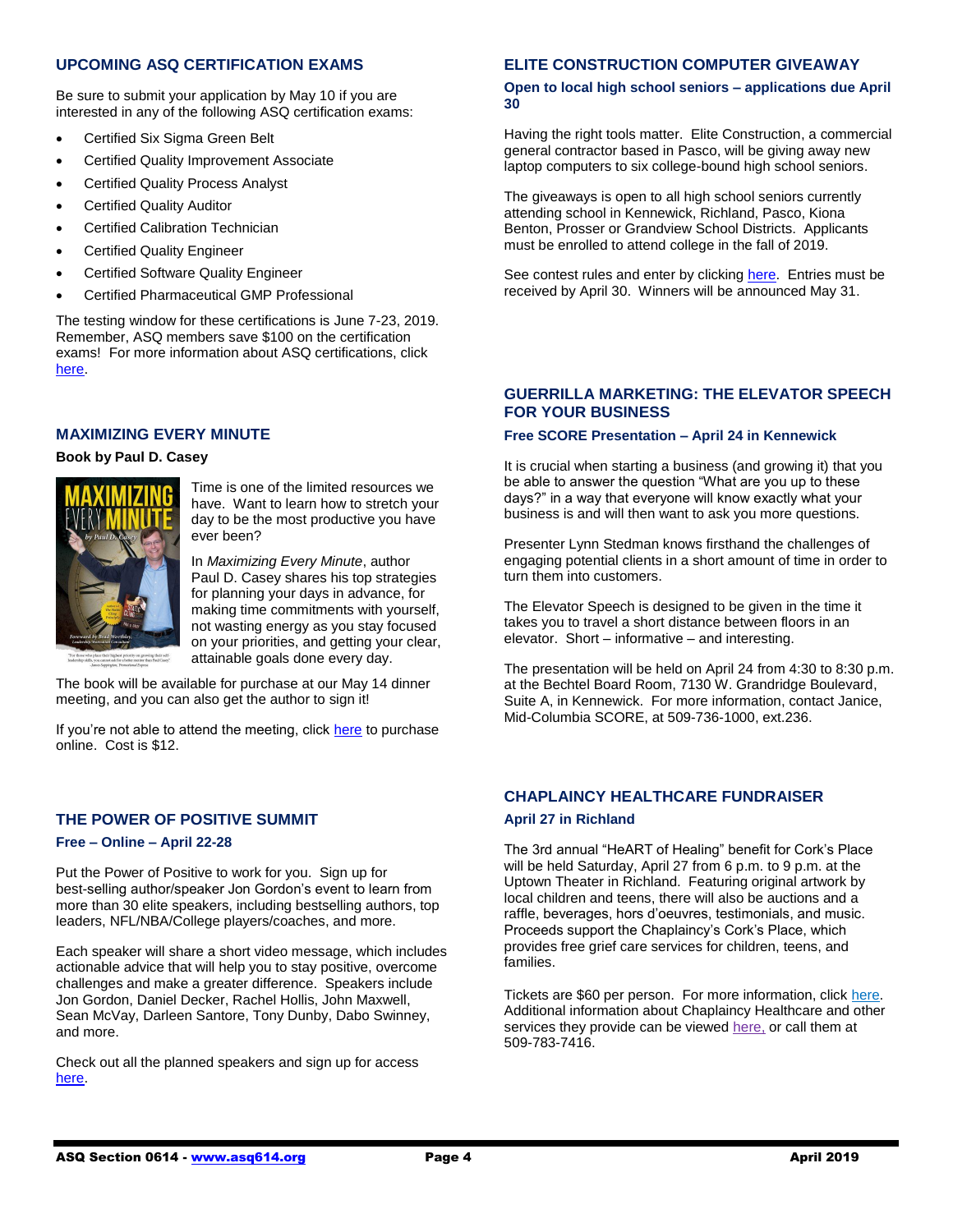## UPCOMING ASQ CERTIFICATION EXAMS

Be sure to submit your application by May 10 if you are interested in any of the following ASQ certification exams:

- Certified Six Sigma Green Belt
- Certified Quality Improvement Associate
- Certified Quality Process Analyst
- Certified Quality Auditor
- Certified Calibration Technician
- Certified Quality Engineer
- Certified Software Quality Engineer
- Certified Pharmaceutical GMP Professional

The testing window for these certifications is June 7-23, 2019. Remember, ASQ members save $100 on the certification exams! For more information about ASQ certifications, click here.

## MAXIMIZING EVERY MINUTE

**Book by Paul D. Casey**

Time is one of the limited resources we have. Want to learn how to stretch your day to be the most productive you have ever been?

In *Maximizing Every Minute*, author Paul D. Casey shares his top strategies for planning your days in advance, for making time commitments with yourself, not wasting energy as you stay focused on your priorities, and getting your clear, attainable goals done every day.

The book will be available for purchase at our May 14 dinner meeting, and you can also get the author to sign it!

If you're not able to attend the meeting, click here to purchase online. Cost is $12.

## THE POWER OF POSITIVE SUMMIT

**Free – Online – April 22-28**

Put the Power of Positive to work for you. Sign up for best-selling author/speaker Jon Gordon's event to learn from more than 30 elite speakers, including bestselling authors, top leaders, NFL/NBA/College players/coaches, and more.

Each speaker will share a short video message, which includes actionable advice that will help you to stay positive, overcome challenges and make a greater difference. Speakers include Jon Gordon, Daniel Decker, Rachel Hollis, John Maxwell, Sean McVay, Darleen Santore, Tony Dunby, Dabo Swinney, and more.

Check out all the planned speakers and sign up for access here.

## ELITE CONSTRUCTION COMPUTER GIVEAWAY

**Open to local high school seniors – applications due April 30**

Having the right tools matter. Elite Construction, a commercial general contractor based in Pasco, will be giving away new laptop computers to six college-bound high school seniors.

The giveaways is open to all high school seniors currently attending school in Kennewick, Richland, Pasco, Kiona Benton, Prosser or Grandview School Districts. Applicants must be enrolled to attend college in the fall of 2019.

See contest rules and enter by clicking here. Entries must be received by April 30. Winners will be announced May 31.

## GUERRILLA MARKETING: THE ELEVATOR SPEECH FOR YOUR BUSINESS

**Free SCORE Presentation – April 24 in Kennewick**

It is crucial when starting a business (and growing it) that you be able to answer the question "What are you up to these days?" in a way that everyone will know exactly what your business is and will then want to ask you more questions.

Presenter Lynn Stedman knows firsthand the challenges of engaging potential clients in a short amount of time in order to turn them into customers.

The Elevator Speech is designed to be given in the time it takes you to travel a short distance between floors in an elevator. Short – informative – and interesting.

The presentation will be held on April 24 from 4:30 to 8:30 p.m. at the Bechtel Board Room, 7130 W. Grandridge Boulevard, Suite A, in Kennewick. For more information, contact Janice, Mid-Columbia SCORE, at 509-736-1000, ext.236.

## CHAPLAINCY HEALTHCARE FUNDRAISER

**April 27 in Richland**

The 3rd annual "HeART of Healing" benefit for Cork's Place will be held Saturday, April 27 from 6 p.m. to 9 p.m. at the Uptown Theater in Richland. Featuring original artwork by local children and teens, there will also be auctions and a raffle, beverages, hors d'oeuvres, testimonials, and music. Proceeds support the Chaplaincy's Cork's Place, which provides free grief care services for children, teens, and families.

Tickets are $60 per person. For more information, click here. Additional information about Chaplaincy Healthcare and other services they provide can be viewed here, or call them at 509-783-7416.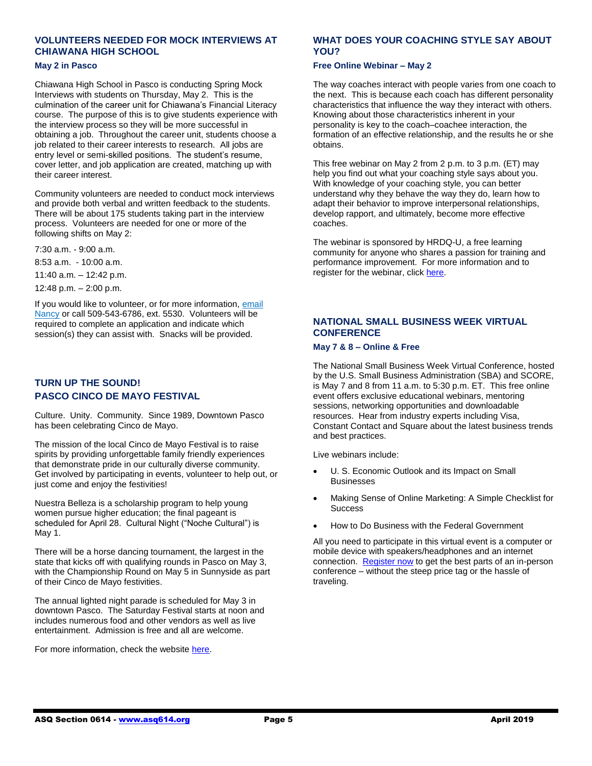## VOLUNTEERS NEEDED FOR MOCK INTERVIEWS AT CHIAWANA HIGH SCHOOL

### May 2 in Pasco

Chiawana High School in Pasco is conducting Spring Mock Interviews with students on Thursday, May 2. This is the culmination of the career unit for Chiawana's Financial Literacy course. The purpose of this is to give students experience with the interview process so they will be more successful in obtaining a job. Throughout the career unit, students choose a job related to their career interests to research. All jobs are entry level or semi-skilled positions. The student's resume, cover letter, and job application are created, matching up with their career interest.

Community volunteers are needed to conduct mock interviews and provide both verbal and written feedback to the students. There will be about 175 students taking part in the interview process. Volunteers are needed for one or more of the following shifts on May 2:

7:30 a.m. - 9:00 a.m.

8:53 a.m. - 10:00 a.m.

11:40 a.m. – 12:42 p.m.

12:48 p.m. – 2:00 p.m.

If you would like to volunteer, or for more information, email Nancy or call 509-543-6786, ext. 5530. Volunteers will be required to complete an application and indicate which session(s) they can assist with. Snacks will be provided.

## TURN UP THE SOUND! PASCO CINCO DE MAYO FESTIVAL

Culture. Unity. Community. Since 1989, Downtown Pasco has been celebrating Cinco de Mayo.

The mission of the local Cinco de Mayo Festival is to raise spirits by providing unforgettable family friendly experiences that demonstrate pride in our culturally diverse community. Get involved by participating in events, volunteer to help out, or just come and enjoy the festivities!

Nuestra Belleza is a scholarship program to help young women pursue higher education; the final pageant is scheduled for April 28. Cultural Night ("Noche Cultural") is May 1.

There will be a horse dancing tournament, the largest in the state that kicks off with qualifying rounds in Pasco on May 3, with the Championship Round on May 5 in Sunnyside as part of their Cinco de Mayo festivities.

The annual lighted night parade is scheduled for May 3 in downtown Pasco. The Saturday Festival starts at noon and includes numerous food and other vendors as well as live entertainment. Admission is free and all are welcome.

For more information, check the website here.

## WHAT DOES YOUR COACHING STYLE SAY ABOUT YOU?

### Free Online Webinar – May 2

The way coaches interact with people varies from one coach to the next. This is because each coach has different personality characteristics that influence the way they interact with others. Knowing about those characteristics inherent in your personality is key to the coach–coachee interaction, the formation of an effective relationship, and the results he or she obtains.

This free webinar on May 2 from 2 p.m. to 3 p.m. (ET) may help you find out what your coaching style says about you. With knowledge of your coaching style, you can better understand why they behave the way they do, learn how to adapt their behavior to improve interpersonal relationships, develop rapport, and ultimately, become more effective coaches.

The webinar is sponsored by HRDQ-U, a free learning community for anyone who shares a passion for training and performance improvement. For more information and to register for the webinar, click here.

## NATIONAL SMALL BUSINESS WEEK VIRTUAL CONFERENCE

### May 7 & 8 – Online & Free

The National Small Business Week Virtual Conference, hosted by the U.S. Small Business Administration (SBA) and SCORE, is May 7 and 8 from 11 a.m. to 5:30 p.m. ET. This free online event offers exclusive educational webinars, mentoring sessions, networking opportunities and downloadable resources. Hear from industry experts including Visa, Constant Contact and Square about the latest business trends and best practices.

Live webinars include:

- U. S. Economic Outlook and its Impact on Small Businesses
- Making Sense of Online Marketing: A Simple Checklist for Success
- How to Do Business with the Federal Government

All you need to participate in this virtual event is a computer or mobile device with speakers/headphones and an internet connection. Register now to get the best parts of an in-person conference – without the steep price tag or the hassle of traveling.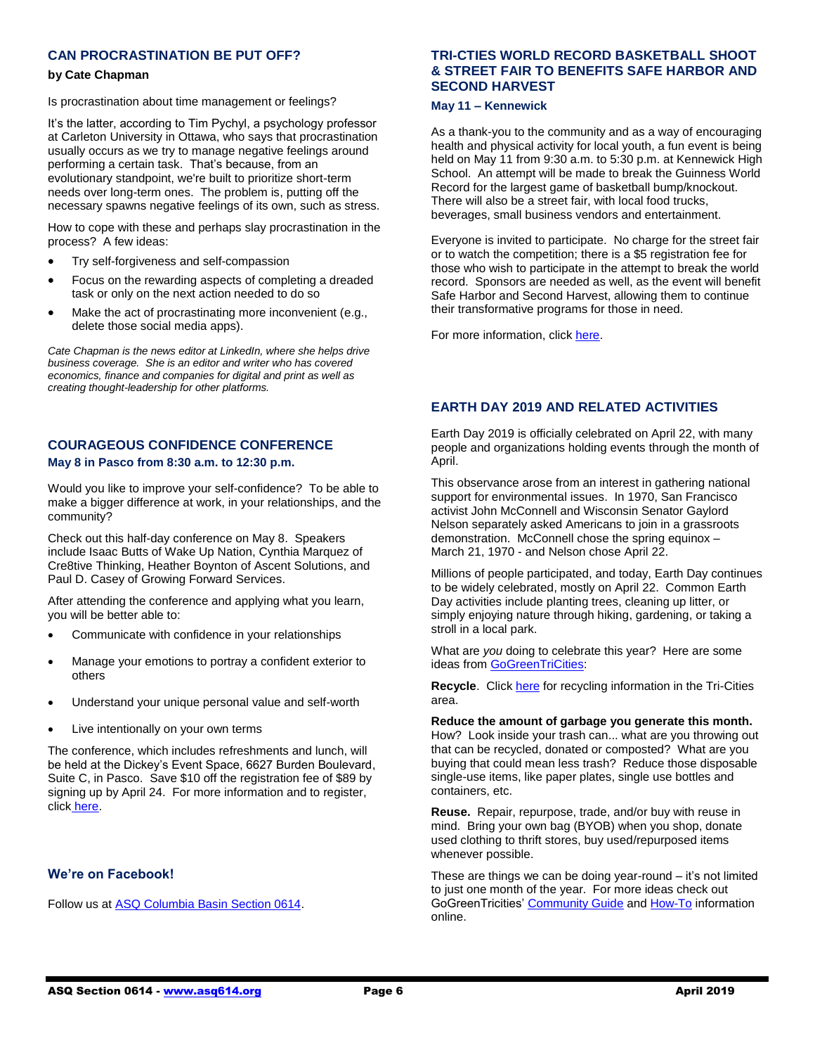## CAN PROCRASTINATION BE PUT OFF?

**by Cate Chapman**

Is procrastination about time management or feelings?

It's the latter, according to Tim Pychyl, a psychology professor at Carleton University in Ottawa, who says that procrastination usually occurs as we try to manage negative feelings around performing a certain task. That's because, from an evolutionary standpoint, we're built to prioritize short-term needs over long-term ones. The problem is, putting off the necessary spawns negative feelings of its own, such as stress.

How to cope with these and perhaps slay procrastination in the process? A few ideas:

- Try self-forgiveness and self-compassion
- Focus on the rewarding aspects of completing a dreaded task or only on the next action needed to do so
- Make the act of procrastinating more inconvenient (e.g., delete those social media apps).

*Cate Chapman is the news editor at LinkedIn, where she helps drive business coverage. She is an editor and writer who has covered economics, finance and companies for digital and print as well as creating thought-leadership for other platforms.*

## COURAGEOUS CONFIDENCE CONFERENCE

**May 8 in Pasco from 8:30 a.m. to 12:30 p.m.**

Would you like to improve your self-confidence? To be able to make a bigger difference at work, in your relationships, and the community?

Check out this half-day conference on May 8. Speakers include Isaac Butts of Wake Up Nation, Cynthia Marquez of Cre8tive Thinking, Heather Boynton of Ascent Solutions, and Paul D. Casey of Growing Forward Services.

After attending the conference and applying what you learn, you will be better able to:

- Communicate with confidence in your relationships
- Manage your emotions to portray a confident exterior to others
- Understand your unique personal value and self-worth
- Live intentionally on your own terms

The conference, which includes refreshments and lunch, will be held at the Dickey's Event Space, 6627 Burden Boulevard, Suite C, in Pasco. Save $10 off the registration fee of $89 by signing up by April 24. For more information and to register, click here.

## We're on Facebook!

Follow us at ASQ Columbia Basin Section 0614.

## TRI-CTIES WORLD RECORD BASKETBALL SHOOT & STREET FAIR TO BENEFITS SAFE HARBOR AND SECOND HARVEST

**May 11 – Kennewick**

As a thank-you to the community and as a way of encouraging health and physical activity for local youth, a fun event is being held on May 11 from 9:30 a.m. to 5:30 p.m. at Kennewick High School. An attempt will be made to break the Guinness World Record for the largest game of basketball bump/knockout. There will also be a street fair, with local food trucks, beverages, small business vendors and entertainment.

Everyone is invited to participate. No charge for the street fair or to watch the competition; there is a $5 registration fee for those who wish to participate in the attempt to break the world record. Sponsors are needed as well, as the event will benefit Safe Harbor and Second Harvest, allowing them to continue their transformative programs for those in need.

For more information, click here.

## EARTH DAY 2019 AND RELATED ACTIVITIES

Earth Day 2019 is officially celebrated on April 22, with many people and organizations holding events through the month of April.

This observance arose from an interest in gathering national support for environmental issues. In 1970, San Francisco activist John McConnell and Wisconsin Senator Gaylord Nelson separately asked Americans to join in a grassroots demonstration. McConnell chose the spring equinox – March 21, 1970 - and Nelson chose April 22.

Millions of people participated, and today, Earth Day continues to be widely celebrated, mostly on April 22. Common Earth Day activities include planting trees, cleaning up litter, or simply enjoying nature through hiking, gardening, or taking a stroll in a local park.

What are *you* doing to celebrate this year? Here are some ideas from GoGreenTriCities:

**Recycle**. Click here for recycling information in the Tri-Cities area.

**Reduce the amount of garbage you generate this month.** How? Look inside your trash can... what are you throwing out that can be recycled, donated or composted? What are you buying that could mean less trash? Reduce those disposable single-use items, like paper plates, single use bottles and containers, etc.

**Reuse.** Repair, repurpose, trade, and/or buy with reuse in mind. Bring your own bag (BYOB) when you shop, donate used clothing to thrift stores, buy used/repurposed items whenever possible.

These are things we can be doing year-round – it's not limited to just one month of the year. For more ideas check out GoGreenTricities' Community Guide and How-To information online.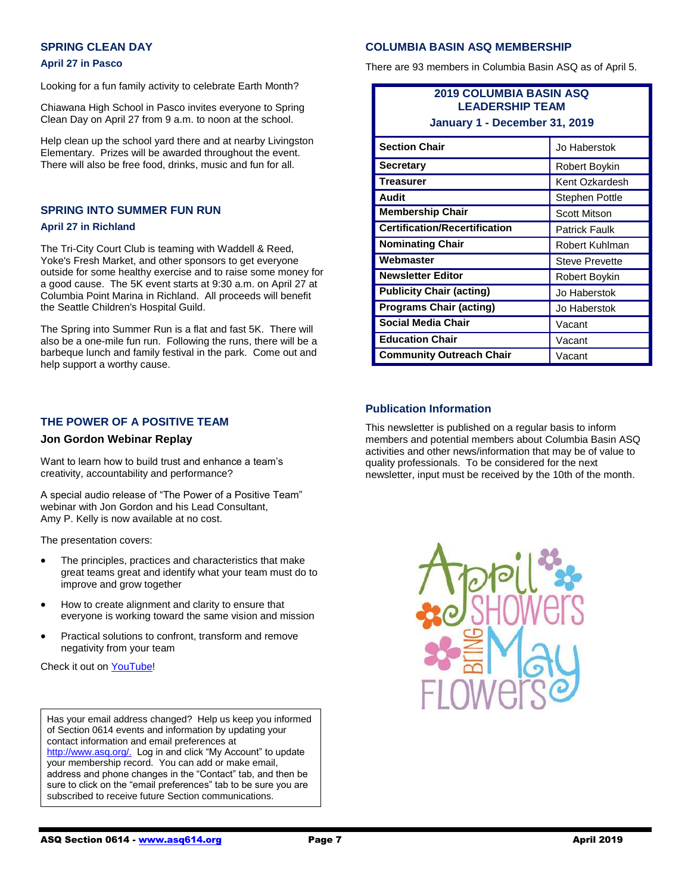## SPRING CLEAN DAY

### April 27 in Pasco

Looking for a fun family activity to celebrate Earth Month?

Chiawana High School in Pasco invites everyone to Spring Clean Day on April 27 from 9 a.m. to noon at the school.

Help clean up the school yard there and at nearby Livingston Elementary. Prizes will be awarded throughout the event. There will also be free food, drinks, music and fun for all.

## SPRING INTO SUMMER FUN RUN

### April 27 in Richland

The Tri-City Court Club is teaming with Waddell & Reed, Yoke's Fresh Market, and other sponsors to get everyone outside for some healthy exercise and to raise some money for a good cause. The 5K event starts at 9:30 a.m. on April 27 at Columbia Point Marina in Richland. All proceeds will benefit the Seattle Children's Hospital Guild.

The Spring into Summer Run is a flat and fast 5K. There will also be a one-mile fun run. Following the runs, there will be a barbeque lunch and family festival in the park. Come out and help support a worthy cause.

## THE POWER OF A POSITIVE TEAM

### Jon Gordon Webinar Replay

Want to learn how to build trust and enhance a team's creativity, accountability and performance?

A special audio release of "The Power of a Positive Team" webinar with Jon Gordon and his Lead Consultant, Amy P. Kelly is now available at no cost.

The presentation covers:

- The principles, practices and characteristics that make great teams great and identify what your team must do to improve and grow together
- How to create alignment and clarity to ensure that everyone is working toward the same vision and mission
- Practical solutions to confront, transform and remove negativity from your team

Check it out on YouTube!

Has your email address changed? Help us keep you informed of Section 0614 events and information by updating your contact information and email preferences at http://www.asq.org/. Log in and click "My Account" to update your membership record. You can add or make email, address and phone changes in the "Contact" tab, and then be sure to click on the "email preferences" tab to be sure you are subscribed to receive future Section communications.

## COLUMBIA BASIN ASQ MEMBERSHIP

There are 93 members in Columbia Basin ASQ as of April 5.

**2019 COLUMBIA BASIN ASQ LEADERSHIP TEAM**
**January 1 - December 31, 2019**

| | |
|---|---|
| **Section Chair** | Jo Haberstok |
| **Secretary** | Robert Boykin |
| **Treasurer** | Kent Ozkardesh |
| **Audit** | Stephen Pottle |
| **Membership Chair** | Scott Mitson |
| **Certification/Recertification** | Patrick Faulk |
| **Nominating Chair** | Robert Kuhlman |
| **Webmaster** | Steve Prevette |
| **Newsletter Editor** | Robert Boykin |
| **Publicity Chair (acting)** | Jo Haberstok |
| **Programs Chair (acting)** | Jo Haberstok |
| **Social Media Chair** | Vacant |
| **Education Chair** | Vacant |
| **Community Outreach Chair** | Vacant |

## Publication Information

This newsletter is published on a regular basis to inform members and potential members about Columbia Basin ASQ activities and other news/information that may be of value to quality professionals. To be considered for the next newsletter, input must be received by the 10th of the month.

April Showers Bring May Flowers